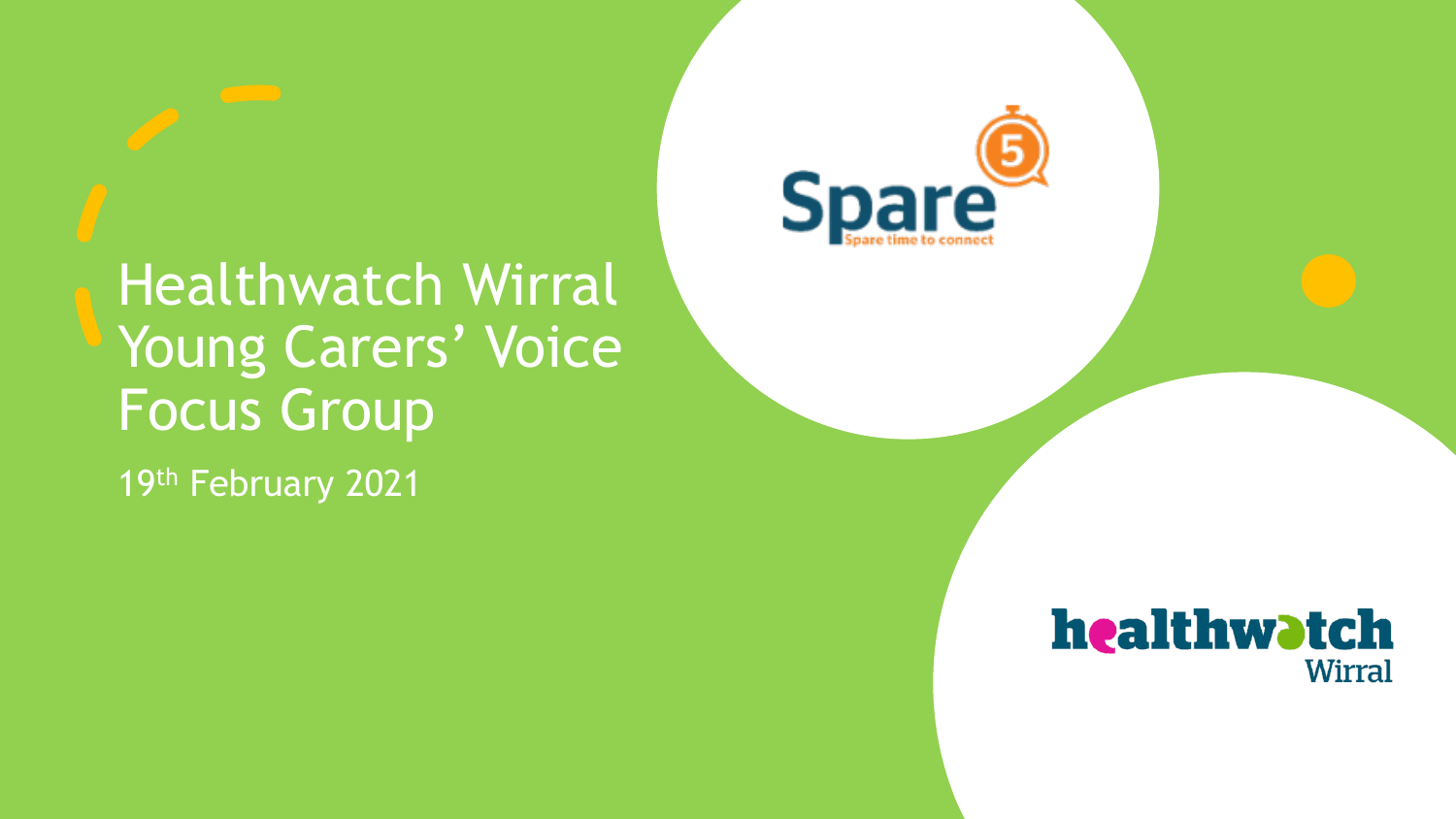# Healthwatch Wirral Young Carers' Voice Focus Group

19th February 2021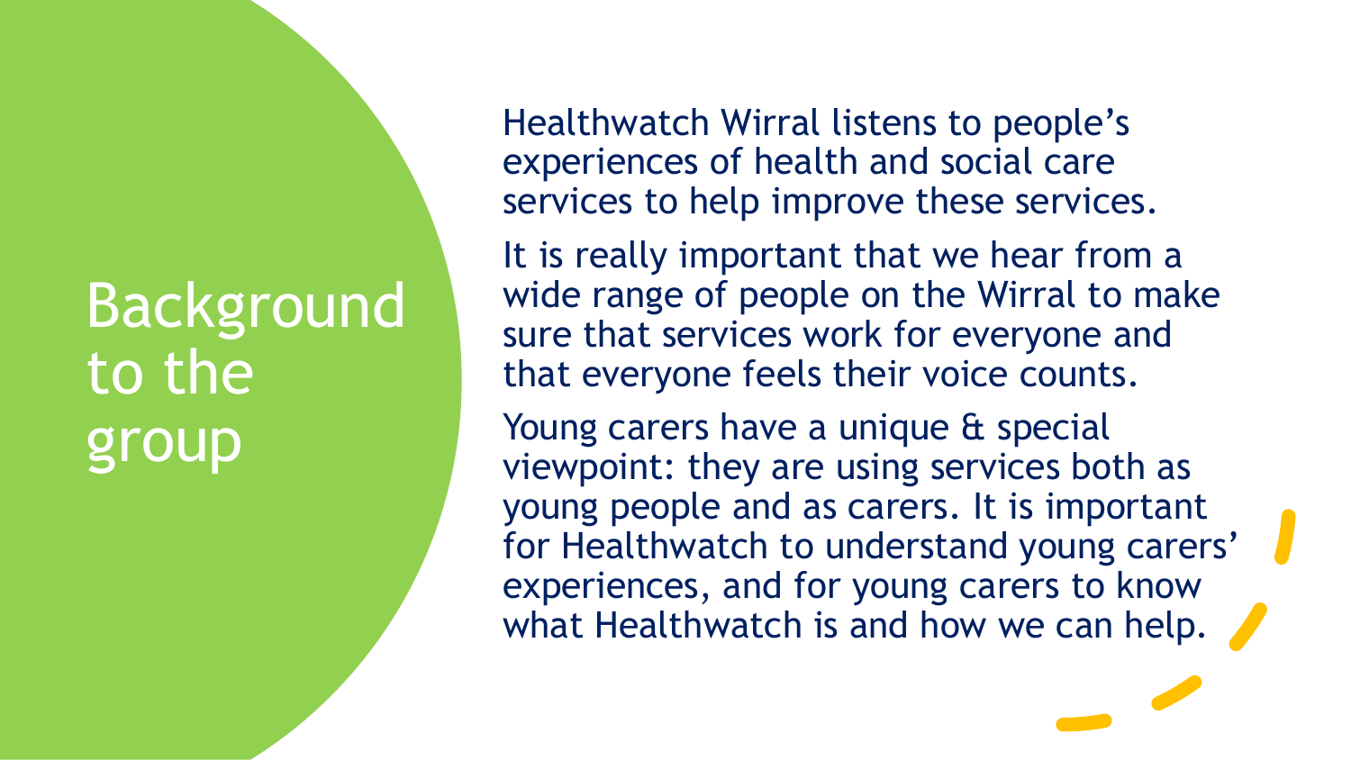# Background to the group

Healthwatch Wirral listens to people's experiences of health and social care services to help improve these services.

It is really important that we hear from a wide range of people on the Wirral to make sure that services work for everyone and that everyone feels their voice counts.

Young carers have a unique & special viewpoint: they are using services both as young people and as carers. It is important for Healthwatch to understand young carers' experiences, and for young carers to know what Healthwatch is and how we can help.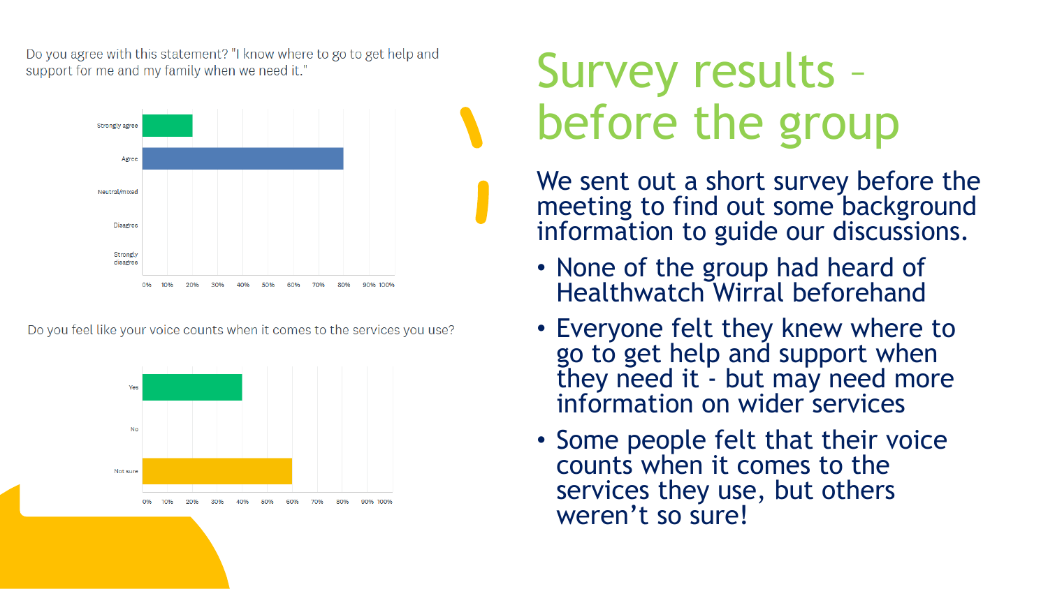# Survey results – before the group

Do you agree with this statement? "I know where to go to get help and support for me and my family when we need it."

| Response | Percentage |
| --- | --- |
| Strongly agree | 20% |
| Agree | 80% |
| Neutral/mixed | 0% |
| Disagree | 0% |
| Strongly disagree | 0% |

Do you feel like your voice counts when it comes to the services you use?

| Response | Percentage |
| --- | --- |
| Yes | 40% |
| No | 0% |
| Not sure | 60% |

We sent out a short survey before the meeting to find out some background information to guide our discussions.

- None of the group had heard of Healthwatch Wirral beforehand
- Everyone felt they knew where to go to get help and support when they need it - but may need more information on wider services
- Some people felt that their voice counts when it comes to the services they use, but others weren't so sure!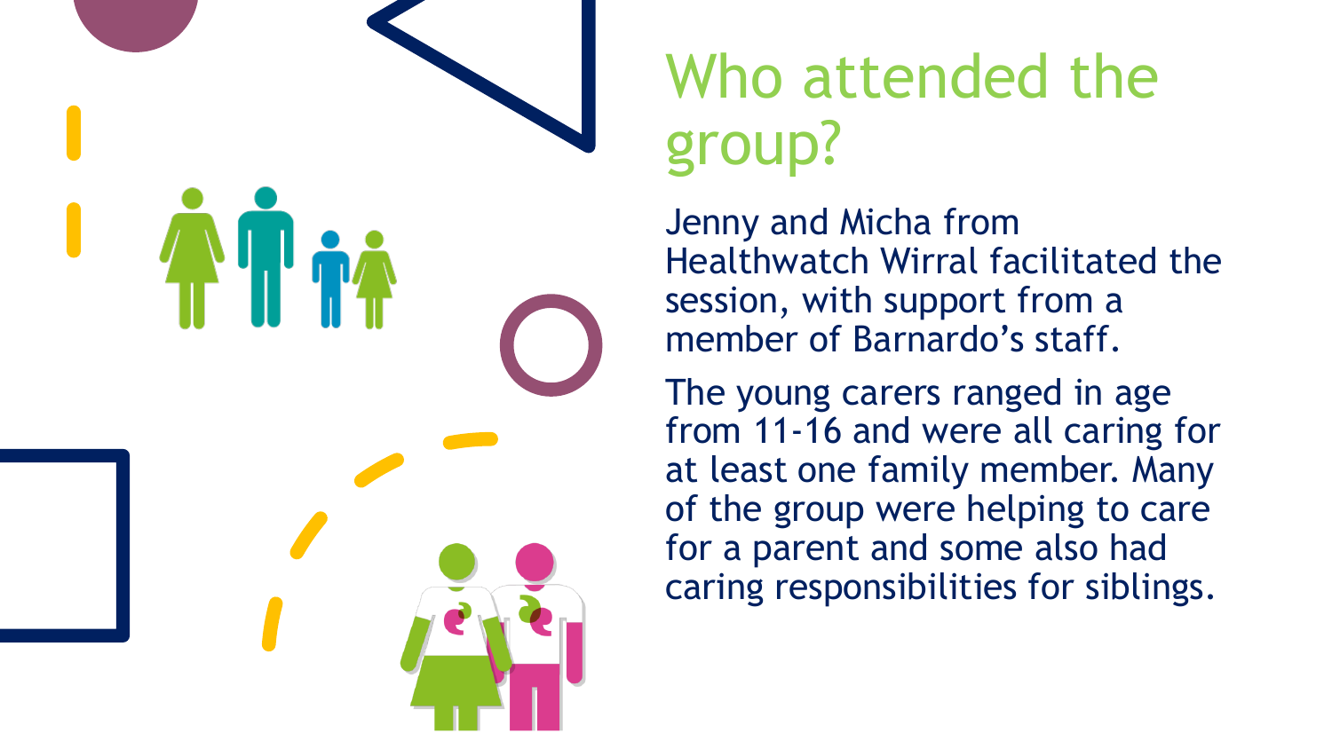# Who attended the group?

Jenny and Micha from Healthwatch Wirral facilitated the session, with support from a member of Barnardo's staff.

The young carers ranged in age from 11-16 and were all caring for at least one family member. Many of the group were helping to care for a parent and some also had caring responsibilities for siblings.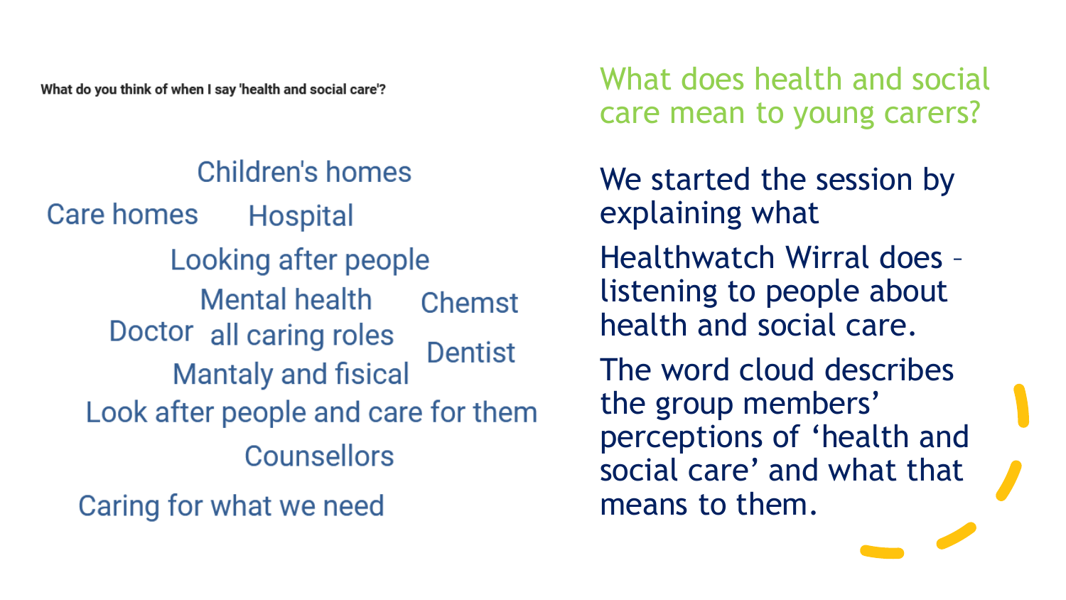What do you think of when I say 'health and social care'?

Children's homes

Care homes

Hospital

Looking after people

Mental health

Chemst

Doctor

all caring roles

Dentist

Mantaly and fisical

Look after people and care for them

Counsellors

Caring for what we need

## What does health and social care mean to young carers?

We started the session by explaining what

Healthwatch Wirral does – listening to people about health and social care.

The word cloud describes the group members' perceptions of 'health and social care' and what that means to them.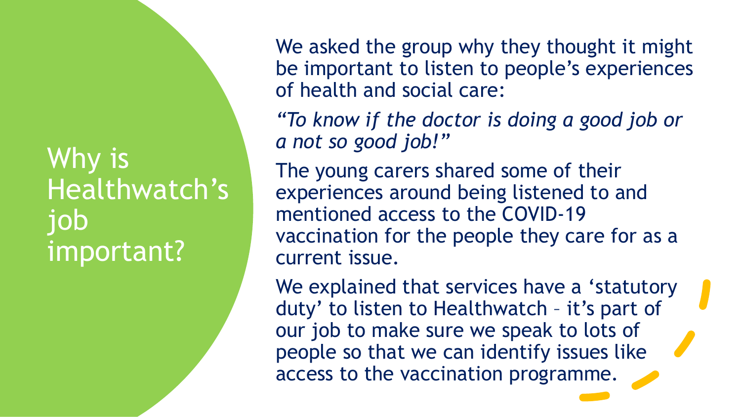# Why is Healthwatch's job important?

We asked the group why they thought it might be important to listen to people's experiences of health and social care:

*"To know if the doctor is doing a good job or a not so good job!"*

The young carers shared some of their experiences around being listened to and mentioned access to the COVID-19 vaccination for the people they care for as a current issue.

We explained that services have a 'statutory duty' to listen to Healthwatch – it's part of our job to make sure we speak to lots of people so that we can identify issues like access to the vaccination programme.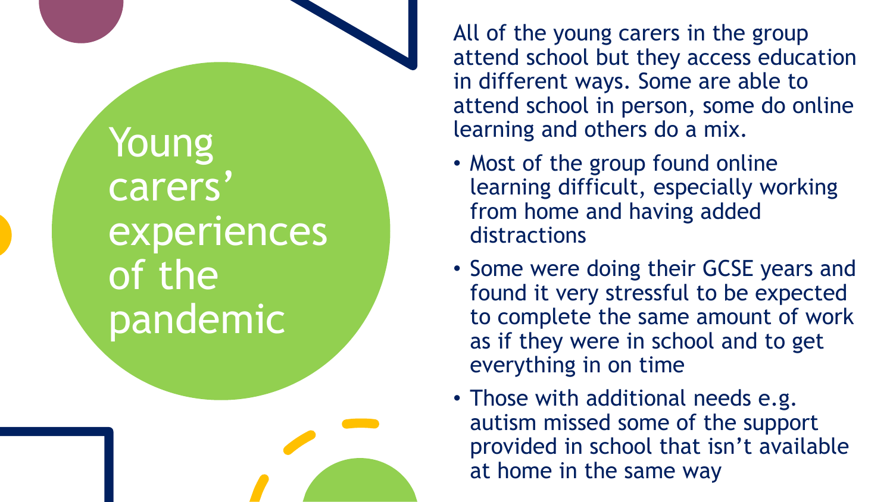# Young carers' experiences of the pandemic

All of the young carers in the group attend school but they access education in different ways. Some are able to attend school in person, some do online learning and others do a mix.

- Most of the group found online learning difficult, especially working from home and having added distractions
- Some were doing their GCSE years and found it very stressful to be expected to complete the same amount of work as if they were in school and to get everything in on time
- Those with additional needs e.g. autism missed some of the support provided in school that isn't available at home in the same way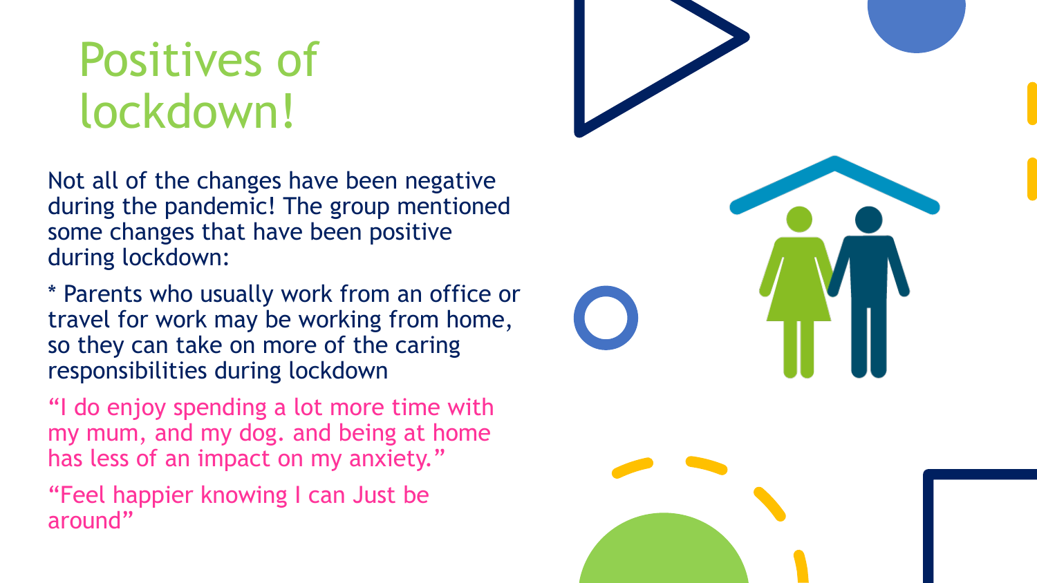# Positives of lockdown!

Not all of the changes have been negative during the pandemic! The group mentioned some changes that have been positive during lockdown:

* Parents who usually work from an office or travel for work may be working from home, so they can take on more of the caring responsibilities during lockdown

"I do enjoy spending a lot more time with my mum, and my dog. and being at home has less of an impact on my anxiety."

"Feel happier knowing I can Just be around"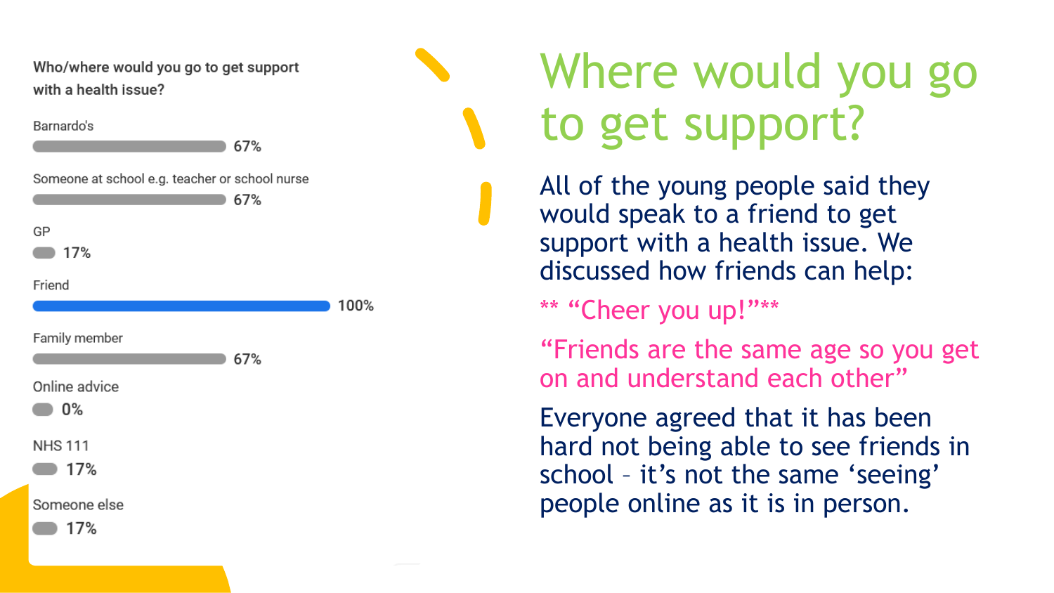# Where would you go to get support?

**Who/where would you go to get support with a health issue?**

| Option | Percentage |
| --- | --- |
| Barnardo's | 67% |
| Someone at school e.g. teacher or school nurse | 67% |
| GP | 17% |
| Friend | 100% |
| Family member | 67% |
| Online advice | 0% |
| NHS 111 | 17% |
| Someone else | 17% |

All of the young people said they would speak to a friend to get support with a health issue. We discussed how friends can help:

** "Cheer you up!"**

"Friends are the same age so you get on and understand each other"

Everyone agreed that it has been hard not being able to see friends in school – it's not the same 'seeing' people online as it is in person.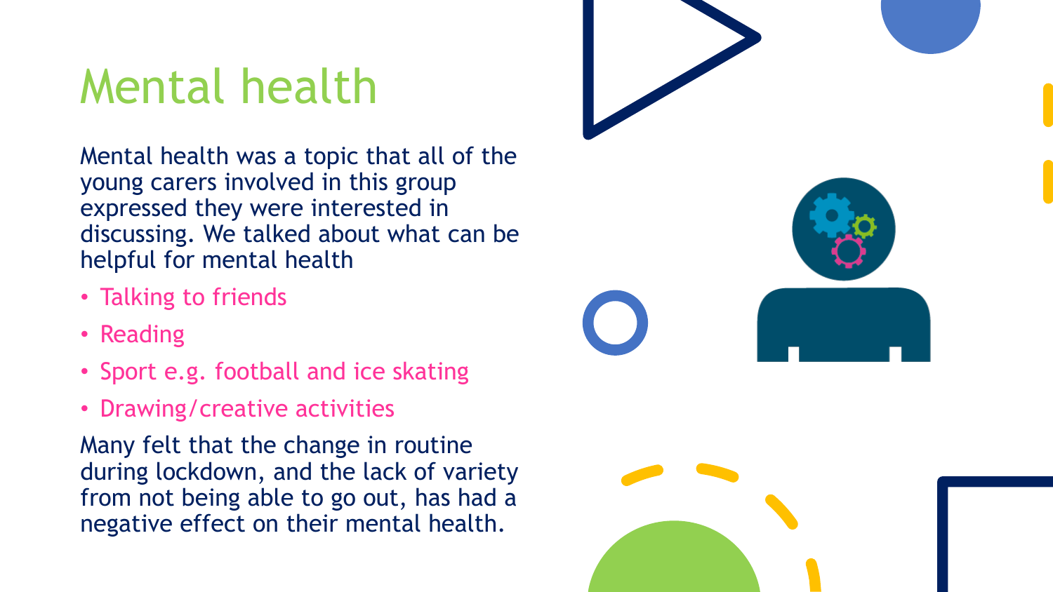# Mental health

Mental health was a topic that all of the young carers involved in this group expressed they were interested in discussing. We talked about what can be helpful for mental health

- Talking to friends
- Reading
- Sport e.g. football and ice skating
- Drawing/creative activities

Many felt that the change in routine during lockdown, and the lack of variety from not being able to go out, has had a negative effect on their mental health.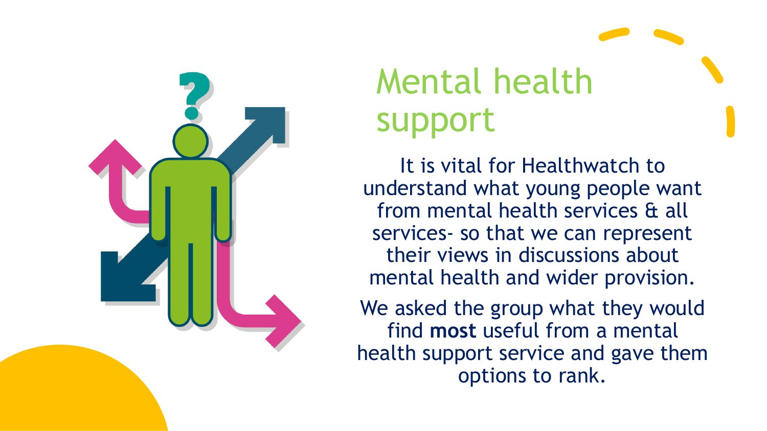# Mental health support

It is vital for Healthwatch to understand what young people want from mental health services & all services- so that we can represent their views in discussions about mental health and wider provision.

We asked the group what they would find **most** useful from a mental health support service and gave them options to rank.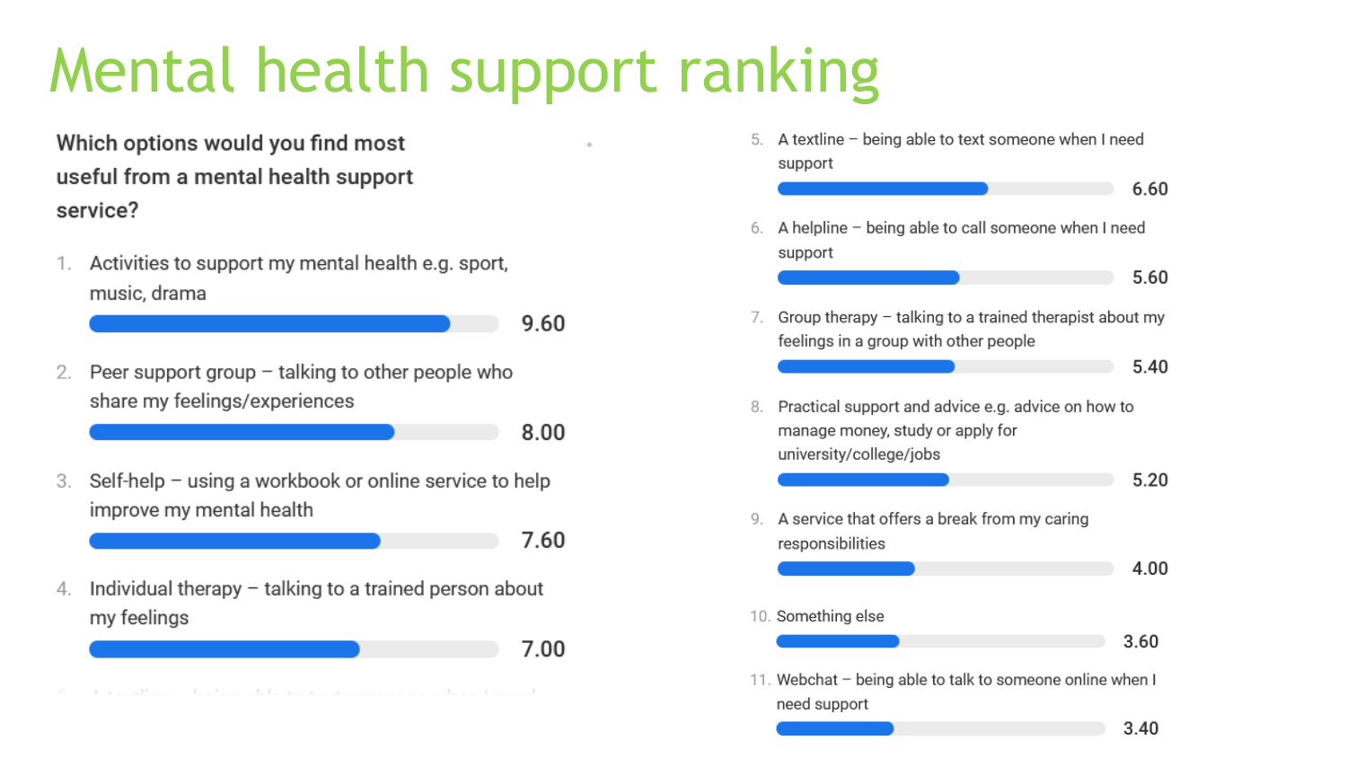# Mental health support ranking

**Which options would you find most useful from a mental health support service?**

1. Activities to support my mental health e.g. sport, music, drama — 9.60
2. Peer support group – talking to other people who share my feelings/experiences — 8.00
3. Self-help – using a workbook or online service to help improve my mental health — 7.60
4. Individual therapy – talking to a trained person about my feelings — 7.00
5. A textline – being able to text someone when I need support — 6.60
6. A helpline – being able to call someone when I need support — 5.60
7. Group therapy – talking to a trained therapist about my feelings in a group with other people — 5.40
8. Practical support and advice e.g. advice on how to manage money, study or apply for university/college/jobs — 5.20
9. A service that offers a break from my caring responsibilities — 4.00
10. Something else — 3.60
11. Webchat – being able to talk to someone online when I need support — 3.40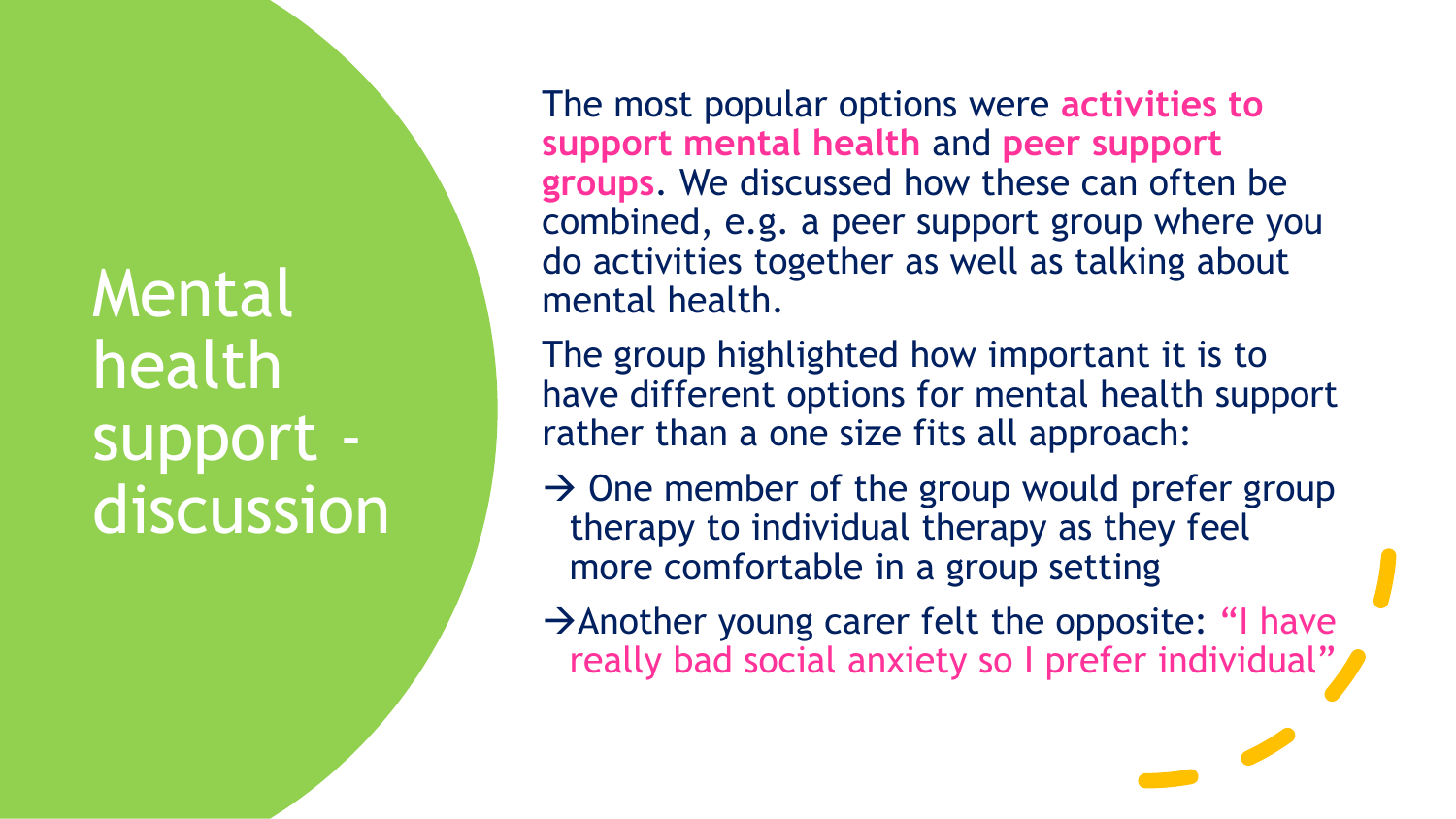# Mental health support - discussion

The most popular options were **activities to support mental health** and **peer support groups**. We discussed how these can often be combined, e.g. a peer support group where you do activities together as well as talking about mental health.

The group highlighted how important it is to have different options for mental health support rather than a one size fits all approach:

→ One member of the group would prefer group therapy to individual therapy as they feel more comfortable in a group setting

→ Another young carer felt the opposite: "I have really bad social anxiety so I prefer individual"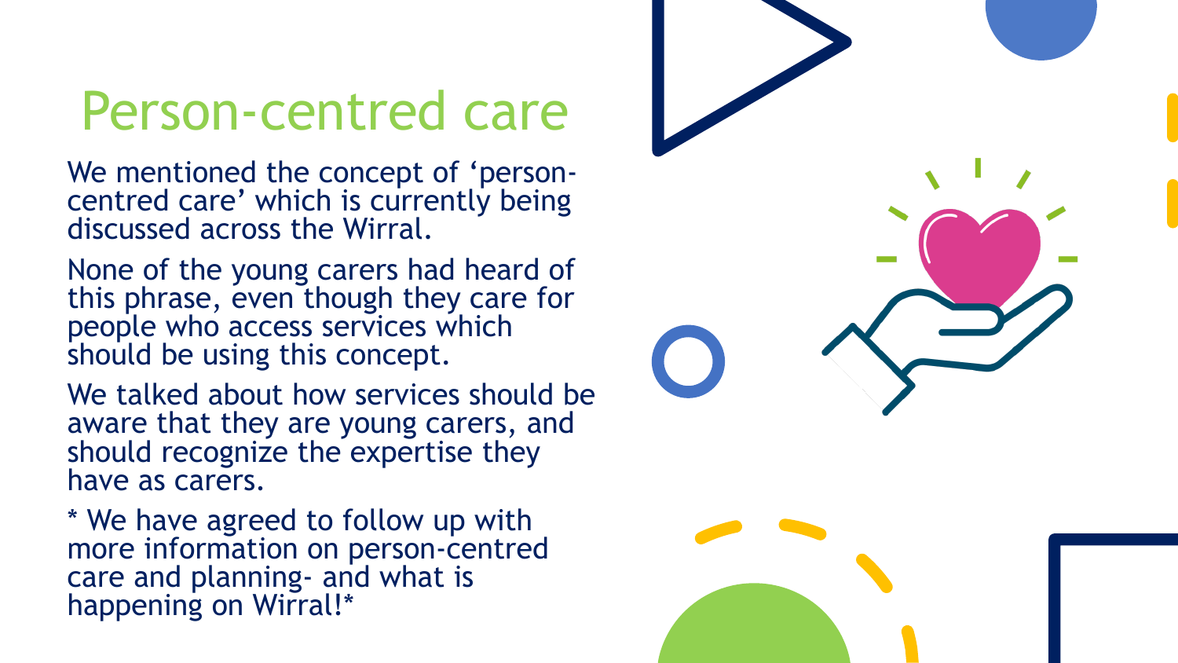# Person-centred care

We mentioned the concept of ‘person-centred care’ which is currently being discussed across the Wirral.

None of the young carers had heard of this phrase, even though they care for people who access services which should be using this concept.

We talked about how services should be aware that they are young carers, and should recognize the expertise they have as carers.

* We have agreed to follow up with more information on person-centred care and planning- and what is happening on Wirral!*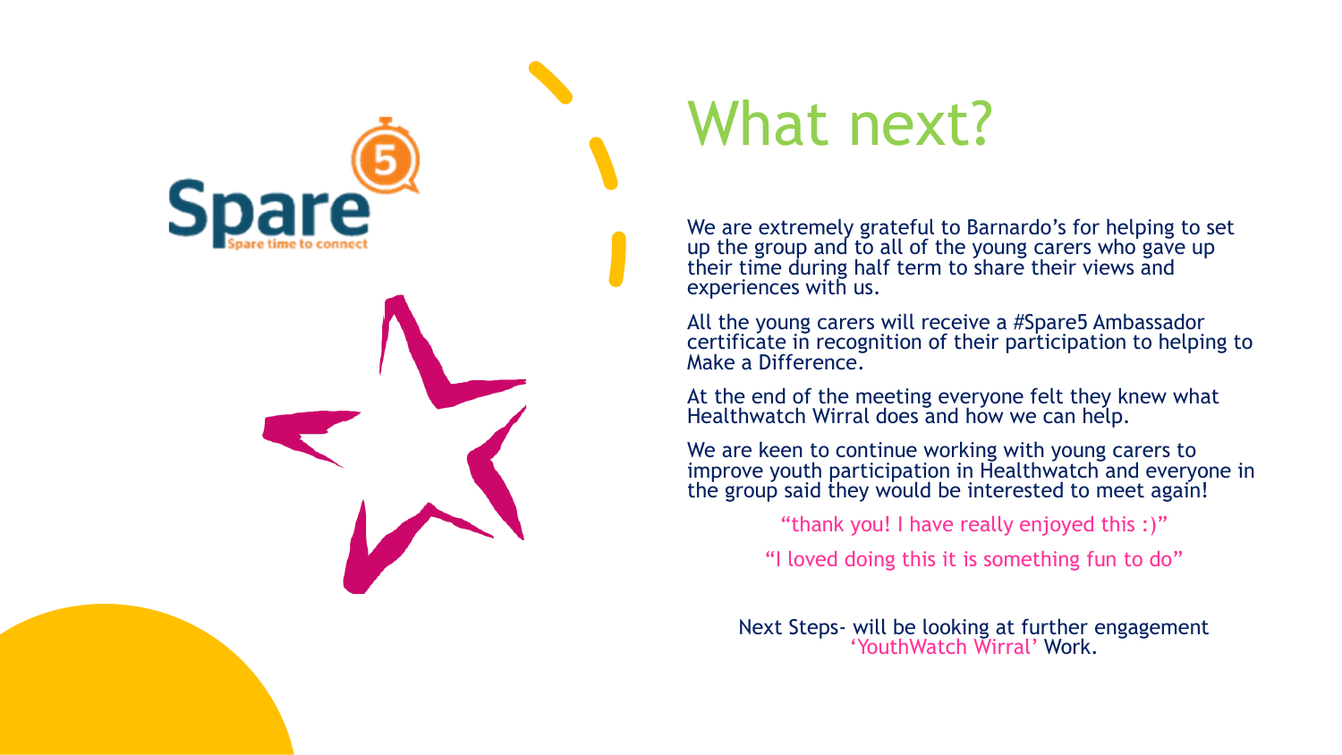Spare 5

Spare time to connect

# What next?

We are extremely grateful to Barnardo's for helping to set up the group and to all of the young carers who gave up their time during half term to share their views and experiences with us.

All the young carers will receive a #Spare5 Ambassador certificate in recognition of their participation to helping to Make a Difference.

At the end of the meeting everyone felt they knew what Healthwatch Wirral does and how we can help.

We are keen to continue working with young carers to improve youth participation in Healthwatch and everyone in the group said they would be interested to meet again!

"thank you! I have really enjoyed this :)"

"I loved doing this it is something fun to do"

Next Steps- will be looking at further engagement 'YouthWatch Wirral' Work.